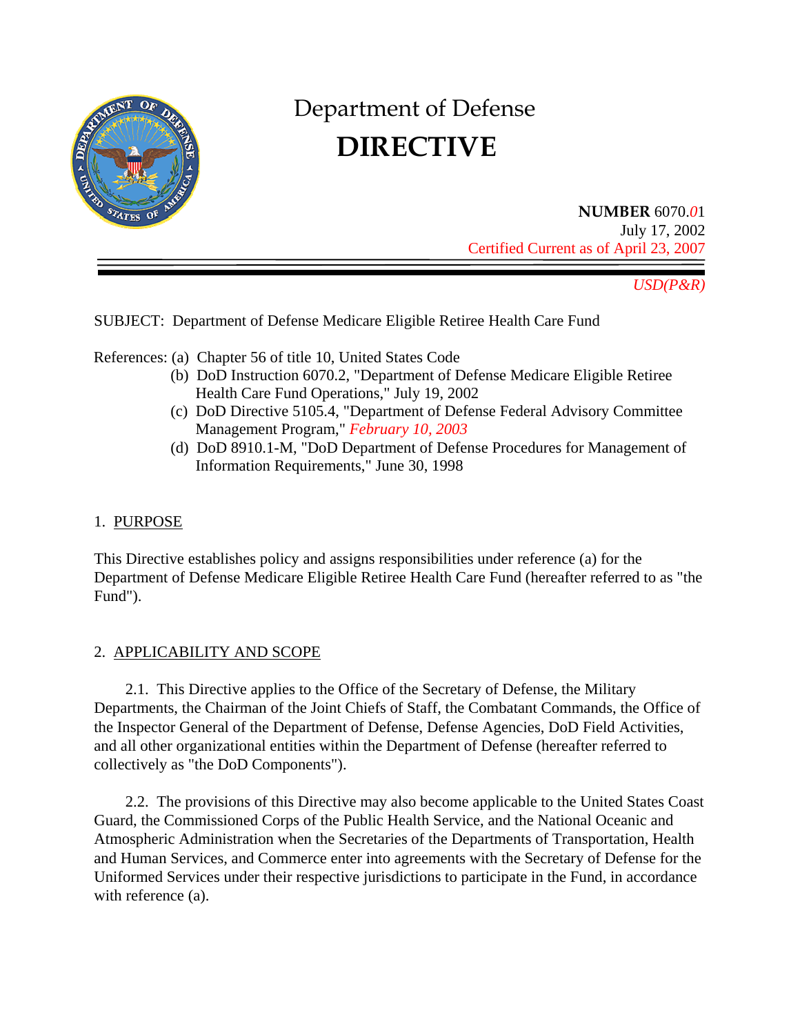# Department of Defense

# DIRECTIVE

**NUMBER** 6070.*0*1
July 17, 2002
Certified Current as of April 23, 2007

*USD(P&R)*

SUBJECT: Department of Defense Medicare Eligible Retiree Health Care Fund

References: (a) Chapter 56 of title 10, United States Code
(b) DoD Instruction 6070.2, "Department of Defense Medicare Eligible Retiree Health Care Fund Operations," July 19, 2002
(c) DoD Directive 5105.4, "Department of Defense Federal Advisory Committee Management Program," *February 10, 2003*
(d) DoD 8910.1-M, "DoD Department of Defense Procedures for Management of Information Requirements," June 30, 1998

## 1. PURPOSE

This Directive establishes policy and assigns responsibilities under reference (a) for the Department of Defense Medicare Eligible Retiree Health Care Fund (hereafter referred to as "the Fund").

## 2. APPLICABILITY AND SCOPE

2.1. This Directive applies to the Office of the Secretary of Defense, the Military Departments, the Chairman of the Joint Chiefs of Staff, the Combatant Commands, the Office of the Inspector General of the Department of Defense, Defense Agencies, DoD Field Activities, and all other organizational entities within the Department of Defense (hereafter referred to collectively as "the DoD Components").

2.2. The provisions of this Directive may also become applicable to the United States Coast Guard, the Commissioned Corps of the Public Health Service, and the National Oceanic and Atmospheric Administration when the Secretaries of the Departments of Transportation, Health and Human Services, and Commerce enter into agreements with the Secretary of Defense for the Uniformed Services under their respective jurisdictions to participate in the Fund, in accordance with reference (a).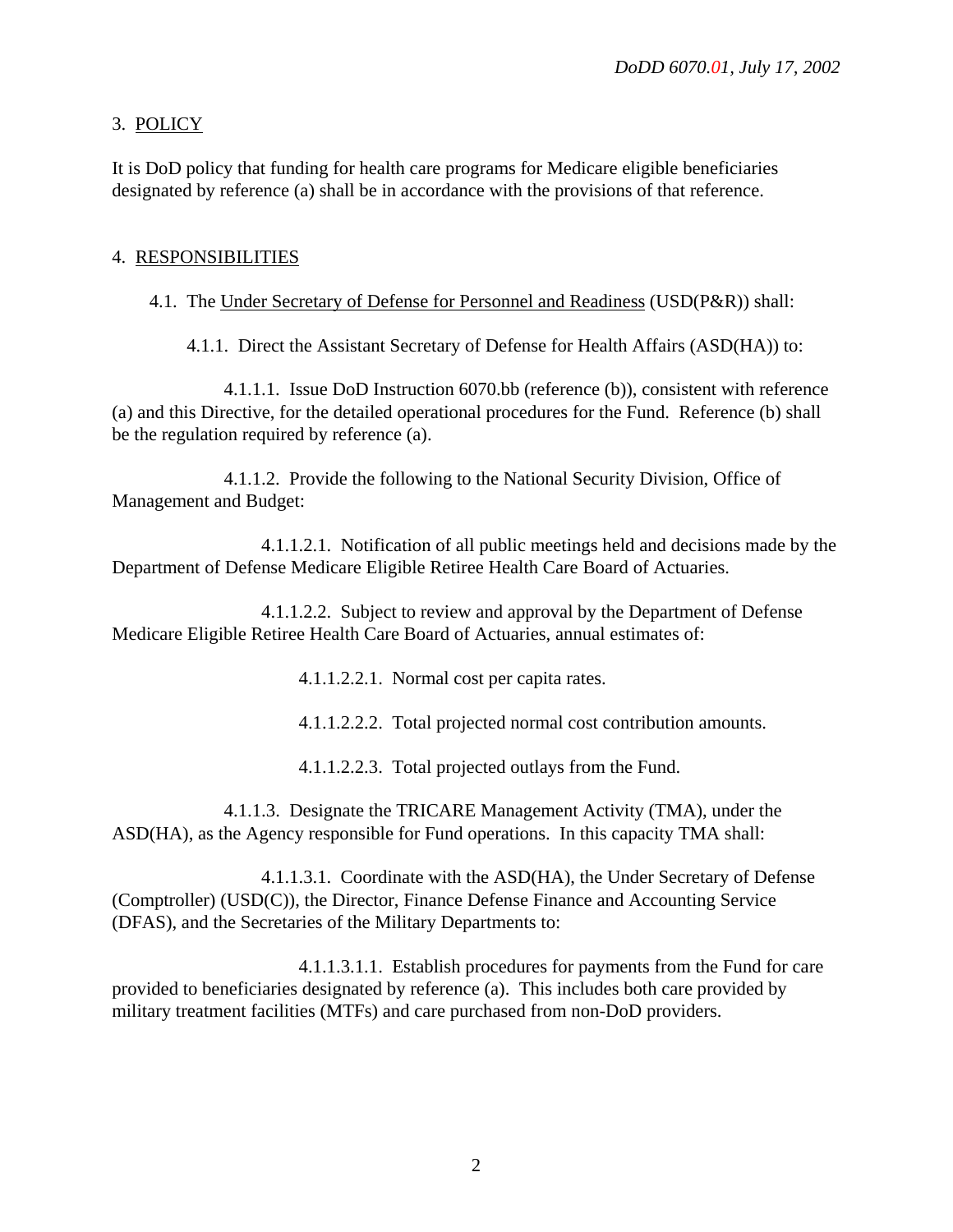3. POLICY

It is DoD policy that funding for health care programs for Medicare eligible beneficiaries designated by reference (a) shall be in accordance with the provisions of that reference.

4. RESPONSIBILITIES

4.1. The Under Secretary of Defense for Personnel and Readiness (USD(P&R)) shall:

4.1.1. Direct the Assistant Secretary of Defense for Health Affairs (ASD(HA)) to:

4.1.1.1. Issue DoD Instruction 6070.bb (reference (b)), consistent with reference (a) and this Directive, for the detailed operational procedures for the Fund. Reference (b) shall be the regulation required by reference (a).

4.1.1.2. Provide the following to the National Security Division, Office of Management and Budget:

4.1.1.2.1. Notification of all public meetings held and decisions made by the Department of Defense Medicare Eligible Retiree Health Care Board of Actuaries.

4.1.1.2.2. Subject to review and approval by the Department of Defense Medicare Eligible Retiree Health Care Board of Actuaries, annual estimates of:

4.1.1.2.2.1. Normal cost per capita rates.

4.1.1.2.2.2. Total projected normal cost contribution amounts.

4.1.1.2.2.3. Total projected outlays from the Fund.

4.1.1.3. Designate the TRICARE Management Activity (TMA), under the ASD(HA), as the Agency responsible for Fund operations. In this capacity TMA shall:

4.1.1.3.1. Coordinate with the ASD(HA), the Under Secretary of Defense (Comptroller) (USD(C)), the Director, Finance Defense Finance and Accounting Service (DFAS), and the Secretaries of the Military Departments to:

4.1.1.3.1.1. Establish procedures for payments from the Fund for care provided to beneficiaries designated by reference (a). This includes both care provided by military treatment facilities (MTFs) and care purchased from non-DoD providers.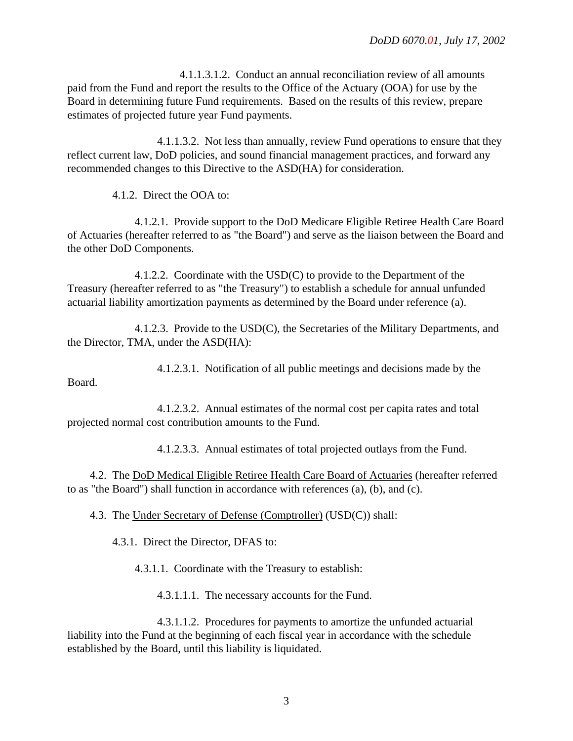4.1.1.3.1.2. Conduct an annual reconciliation review of all amounts paid from the Fund and report the results to the Office of the Actuary (OOA) for use by the Board in determining future Fund requirements. Based on the results of this review, prepare estimates of projected future year Fund payments.

4.1.1.3.2. Not less than annually, review Fund operations to ensure that they reflect current law, DoD policies, and sound financial management practices, and forward any recommended changes to this Directive to the ASD(HA) for consideration.

4.1.2. Direct the OOA to:

4.1.2.1. Provide support to the DoD Medicare Eligible Retiree Health Care Board of Actuaries (hereafter referred to as "the Board") and serve as the liaison between the Board and the other DoD Components.

4.1.2.2. Coordinate with the USD(C) to provide to the Department of the Treasury (hereafter referred to as "the Treasury") to establish a schedule for annual unfunded actuarial liability amortization payments as determined by the Board under reference (a).

4.1.2.3. Provide to the USD(C), the Secretaries of the Military Departments, and the Director, TMA, under the ASD(HA):

4.1.2.3.1. Notification of all public meetings and decisions made by the Board.

4.1.2.3.2. Annual estimates of the normal cost per capita rates and total projected normal cost contribution amounts to the Fund.

4.1.2.3.3. Annual estimates of total projected outlays from the Fund.

4.2. The <u>DoD Medical Eligible Retiree Health Care Board of Actuaries</u> (hereafter referred to as "the Board") shall function in accordance with references (a), (b), and (c).

4.3. The <u>Under Secretary of Defense (Comptroller)</u> (USD(C)) shall:

4.3.1. Direct the Director, DFAS to:

4.3.1.1. Coordinate with the Treasury to establish:

4.3.1.1.1. The necessary accounts for the Fund.

4.3.1.1.2. Procedures for payments to amortize the unfunded actuarial liability into the Fund at the beginning of each fiscal year in accordance with the schedule established by the Board, until this liability is liquidated.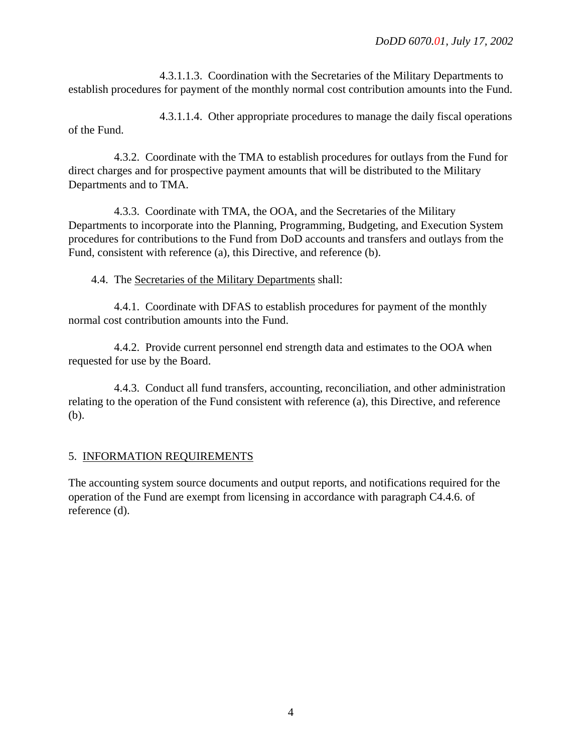4.3.1.1.3. Coordination with the Secretaries of the Military Departments to establish procedures for payment of the monthly normal cost contribution amounts into the Fund.

4.3.1.1.4. Other appropriate procedures to manage the daily fiscal operations of the Fund.

4.3.2. Coordinate with the TMA to establish procedures for outlays from the Fund for direct charges and for prospective payment amounts that will be distributed to the Military Departments and to TMA.

4.3.3. Coordinate with TMA, the OOA, and the Secretaries of the Military Departments to incorporate into the Planning, Programming, Budgeting, and Execution System procedures for contributions to the Fund from DoD accounts and transfers and outlays from the Fund, consistent with reference (a), this Directive, and reference (b).

4.4. The Secretaries of the Military Departments shall:

4.4.1. Coordinate with DFAS to establish procedures for payment of the monthly normal cost contribution amounts into the Fund.

4.4.2. Provide current personnel end strength data and estimates to the OOA when requested for use by the Board.

4.4.3. Conduct all fund transfers, accounting, reconciliation, and other administration relating to the operation of the Fund consistent with reference (a), this Directive, and reference (b).

## 5. INFORMATION REQUIREMENTS

The accounting system source documents and output reports, and notifications required for the operation of the Fund are exempt from licensing in accordance with paragraph C4.4.6. of reference (d).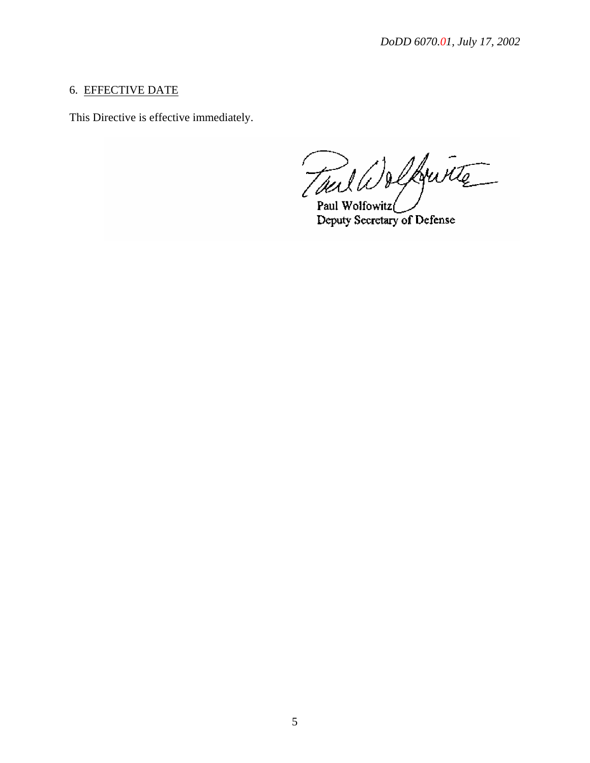6. EFFECTIVE DATE

This Directive is effective immediately.

Paul Wolfowitz
Deputy Secretary of Defense